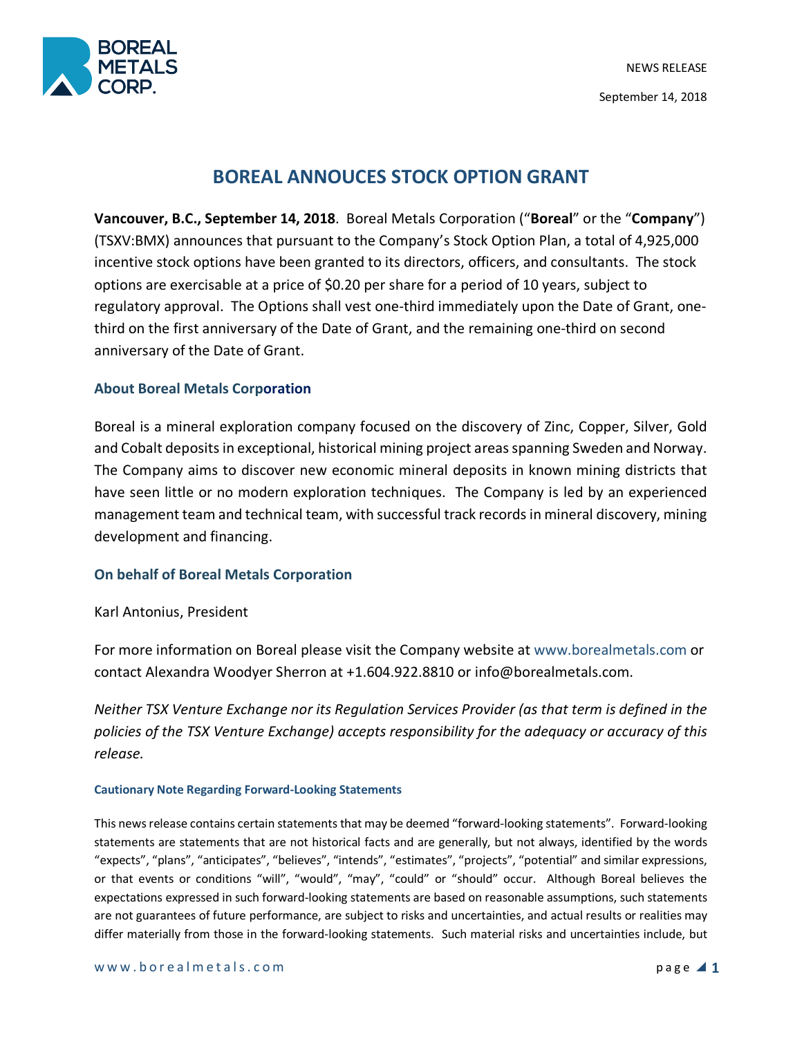NEWS RELEASE

September 14, 2018

# BOREAL ANNOUCES STOCK OPTION GRANT

**Vancouver, B.C., September 14, 2018**. Boreal Metals Corporation ("**Boreal**" or the "**Company**") (TSXV:BMX) announces that pursuant to the Company's Stock Option Plan, a total of 4,925,000 incentive stock options have been granted to its directors, officers, and consultants. The stock options are exercisable at a price of $0.20 per share for a period of 10 years, subject to regulatory approval. The Options shall vest one-third immediately upon the Date of Grant, one-third on the first anniversary of the Date of Grant, and the remaining one-third on second anniversary of the Date of Grant.

## About Boreal Metals Corporation

Boreal is a mineral exploration company focused on the discovery of Zinc, Copper, Silver, Gold and Cobalt deposits in exceptional, historical mining project areas spanning Sweden and Norway. The Company aims to discover new economic mineral deposits in known mining districts that have seen little or no modern exploration techniques. The Company is led by an experienced management team and technical team, with successful track records in mineral discovery, mining development and financing.

## On behalf of Boreal Metals Corporation

Karl Antonius, President

For more information on Boreal please visit the Company website at www.borealmetals.com or contact Alexandra Woodyer Sherron at +1.604.922.8810 or info@borealmetals.com.

*Neither TSX Venture Exchange nor its Regulation Services Provider (as that term is defined in the policies of the TSX Venture Exchange) accepts responsibility for the adequacy or accuracy of this release.*

### Cautionary Note Regarding Forward-Looking Statements

This news release contains certain statements that may be deemed "forward-looking statements". Forward-looking statements are statements that are not historical facts and are generally, but not always, identified by the words "expects", "plans", "anticipates", "believes", "intends", "estimates", "projects", "potential" and similar expressions, or that events or conditions "will", "would", "may", "could" or "should" occur. Although Boreal believes the expectations expressed in such forward-looking statements are based on reasonable assumptions, such statements are not guarantees of future performance, are subject to risks and uncertainties, and actual results or realities may differ materially from those in the forward-looking statements. Such material risks and uncertainties include, but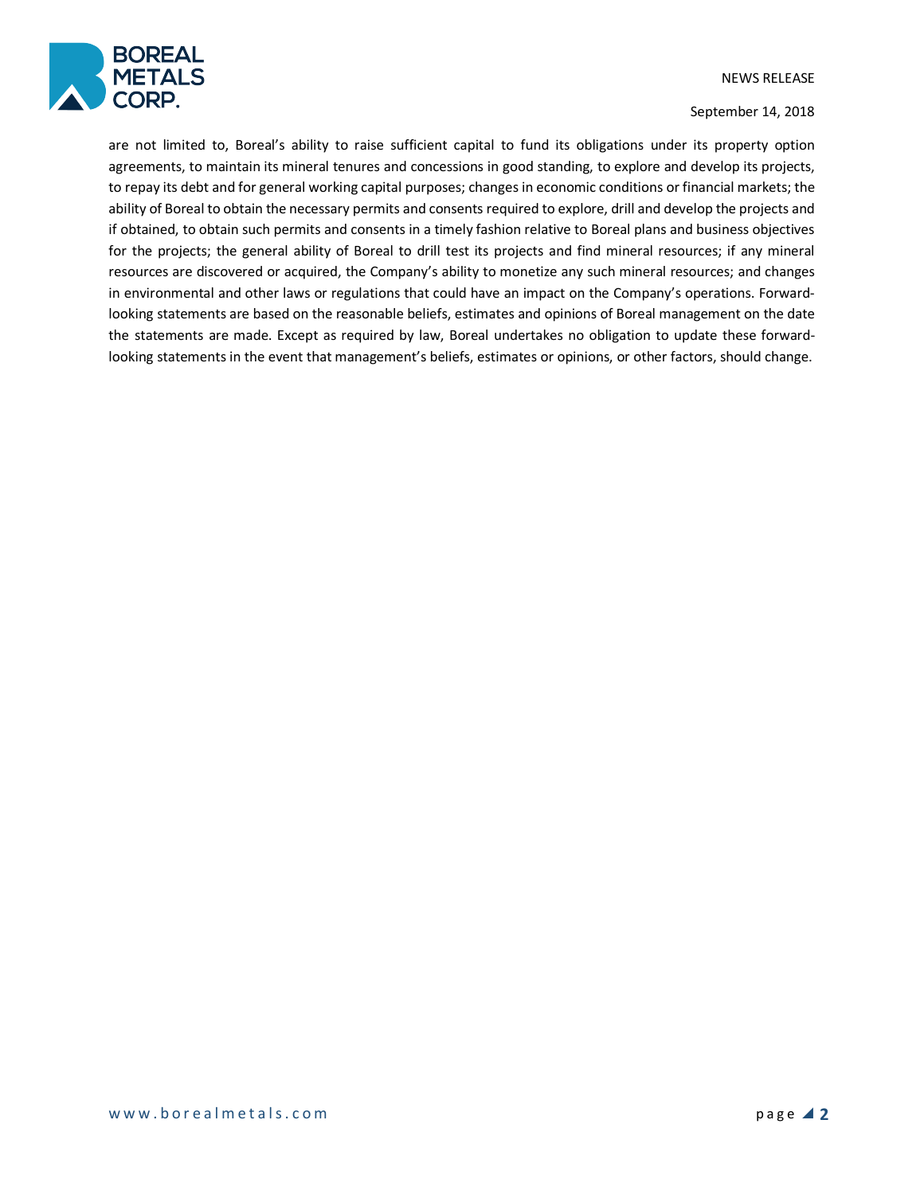are not limited to, Boreal's ability to raise sufficient capital to fund its obligations under its property option agreements, to maintain its mineral tenures and concessions in good standing, to explore and develop its projects, to repay its debt and for general working capital purposes; changes in economic conditions or financial markets; the ability of Boreal to obtain the necessary permits and consents required to explore, drill and develop the projects and if obtained, to obtain such permits and consents in a timely fashion relative to Boreal plans and business objectives for the projects; the general ability of Boreal to drill test its projects and find mineral resources; if any mineral resources are discovered or acquired, the Company's ability to monetize any such mineral resources; and changes in environmental and other laws or regulations that could have an impact on the Company's operations. Forward-looking statements are based on the reasonable beliefs, estimates and opinions of Boreal management on the date the statements are made. Except as required by law, Boreal undertakes no obligation to update these forward-looking statements in the event that management's beliefs, estimates or opinions, or other factors, should change.